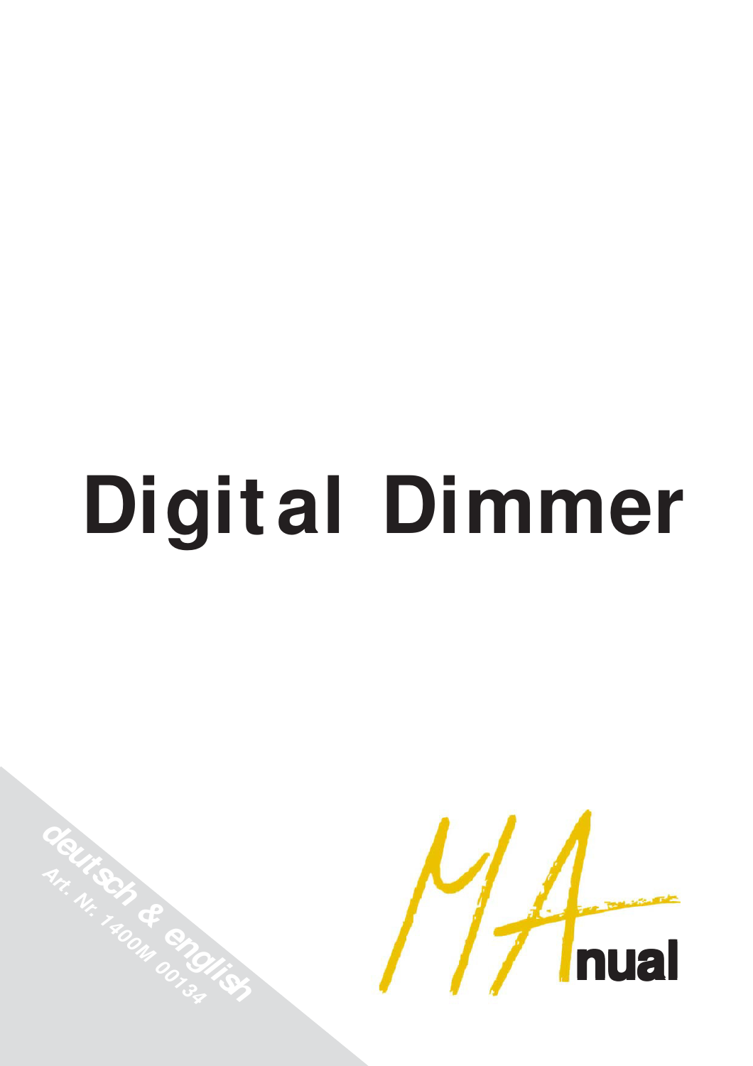# Digital Dimmer

deutsch & english

Art. Nr. 1400M 00134

MAnual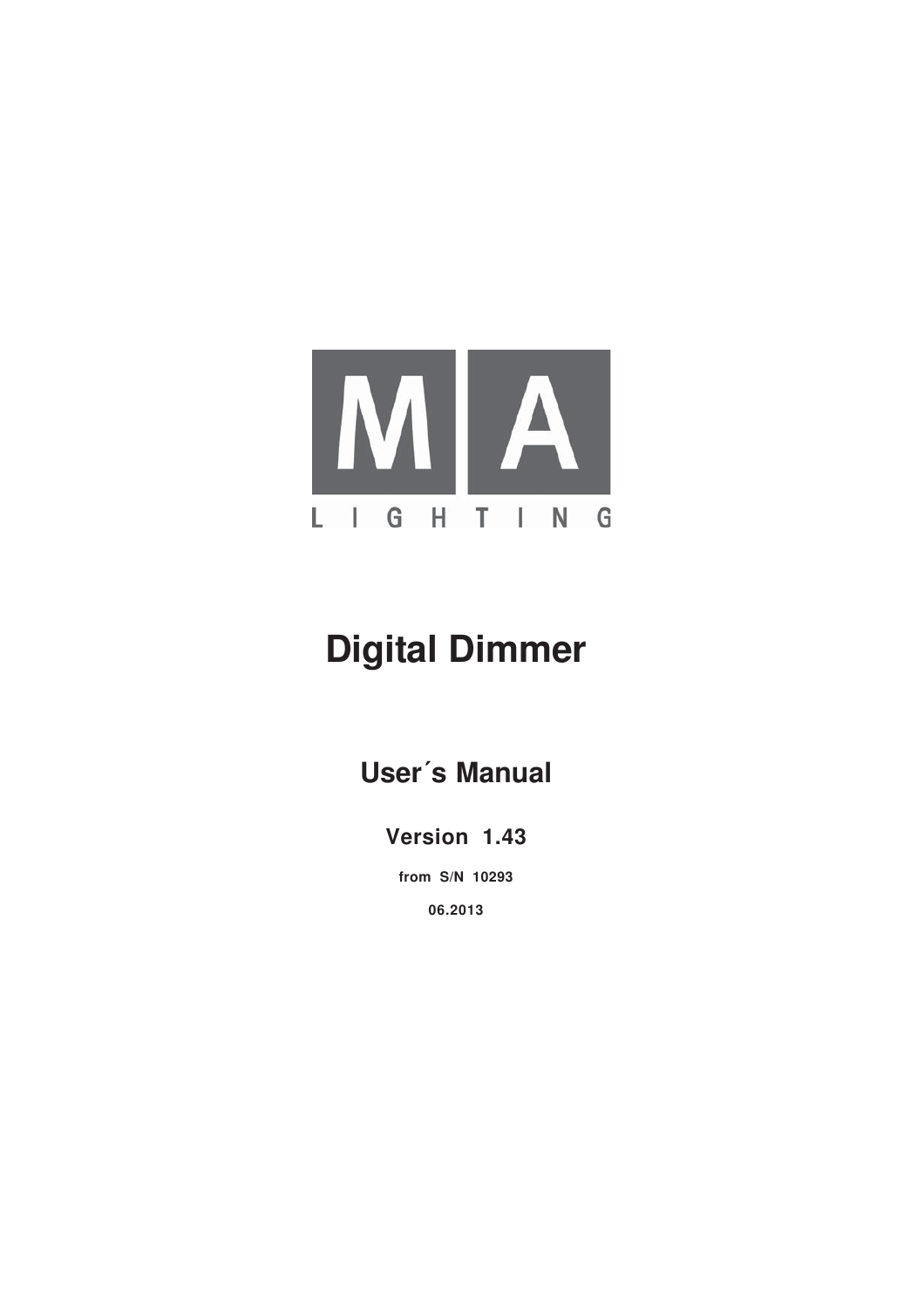MA LIGHTING

# Digital Dimmer

## User´s Manual

### Version 1.43

**from S/N 10293**

**06.2013**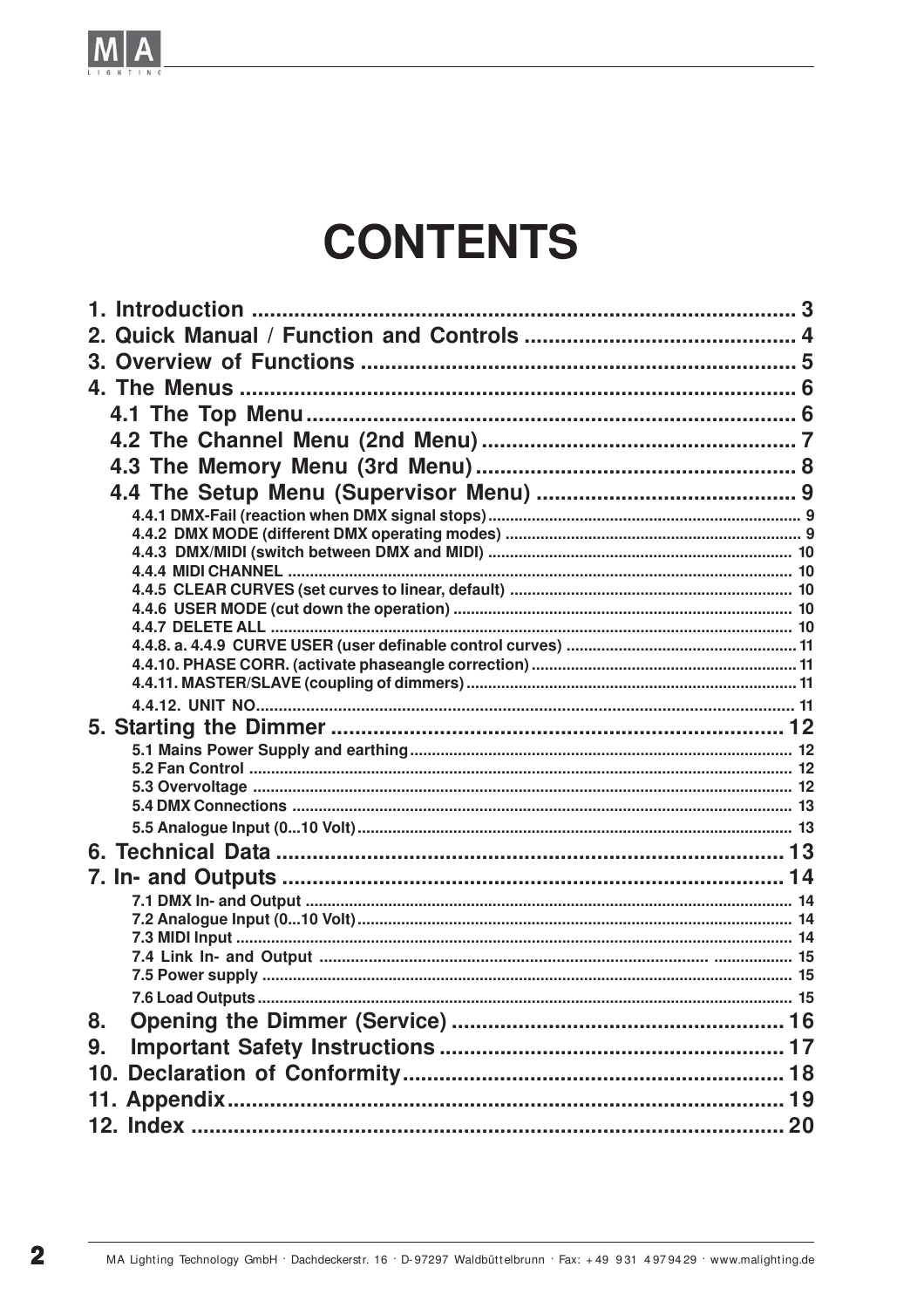# CONTENTS

1. Introduction ........................................................................................ 3
2. Quick Manual / Function and Controls ............................................ 4
3. Overview of Functions ...................................................................... 5
4. The Menus .......................................................................................... 6
   - 4.1 The Top Menu ................................................................................. 6
   - 4.2 The Channel Menu (2nd Menu) .................................................... 7
   - 4.3 The Memory Menu (3rd Menu) ..................................................... 8
   - 4.4 The Setup Menu (Supervisor Menu) ........................................... 9
     - 4.4.1 DMX-Fail (reaction when DMX signal stops) ........................ 9
     - 4.4.2 DMX MODE (different DMX operating modes) ..................... 9
     - 4.4.3 DMX/MIDI (switch between DMX and MIDI) ......................... 10
     - 4.4.4 MIDI CHANNEL ................................................................ 10
     - 4.4.5 CLEAR CURVES (set curves to linear, default) .................... 10
     - 4.4.6 USER MODE (cut down the operation) ................................ 10
     - 4.4.7 DELETE ALL ..................................................................... 10
     - 4.4.8. a. 4.4.9 CURVE USER (user definable control curves) ............ 11
     - 4.4.10. PHASE CORR. (activate phaseangle correction) .................. 11
     - 4.4.11. MASTER/SLAVE (coupling of dimmers) .............................. 11
     - 4.4.12. UNIT NO ........................................................................ 11
5. Starting the Dimmer .......................................................................... 12
   - 5.1 Mains Power Supply and earthing ............................................... 12
   - 5.2 Fan Control .................................................................................. 12
   - 5.3 Overvoltage .................................................................................. 12
   - 5.4 DMX Connections ........................................................................ 13
   - 5.5 Analogue Input (0...10 Volt) ......................................................... 13
6. Technical Data .................................................................................... 13
7. In- and Outputs .................................................................................... 14
   - 7.1 DMX In- and Output ..................................................................... 14
   - 7.2 Analogue Input (0...10 Volt) ......................................................... 14
   - 7.3 MIDI Input ..................................................................................... 14
   - 7.4 Link In- and Output ...................................................................... 15
   - 7.5 Power supply ................................................................................ 15
   - 7.6 Load Outputs ................................................................................ 15
8. Opening the Dimmer (Service) .......................................................... 16
9. Important Safety Instructions ............................................................ 17
10. Declaration of Conformity ................................................................ 18
11. Appendix ............................................................................................ 19
12. Index ................................................................................................... 20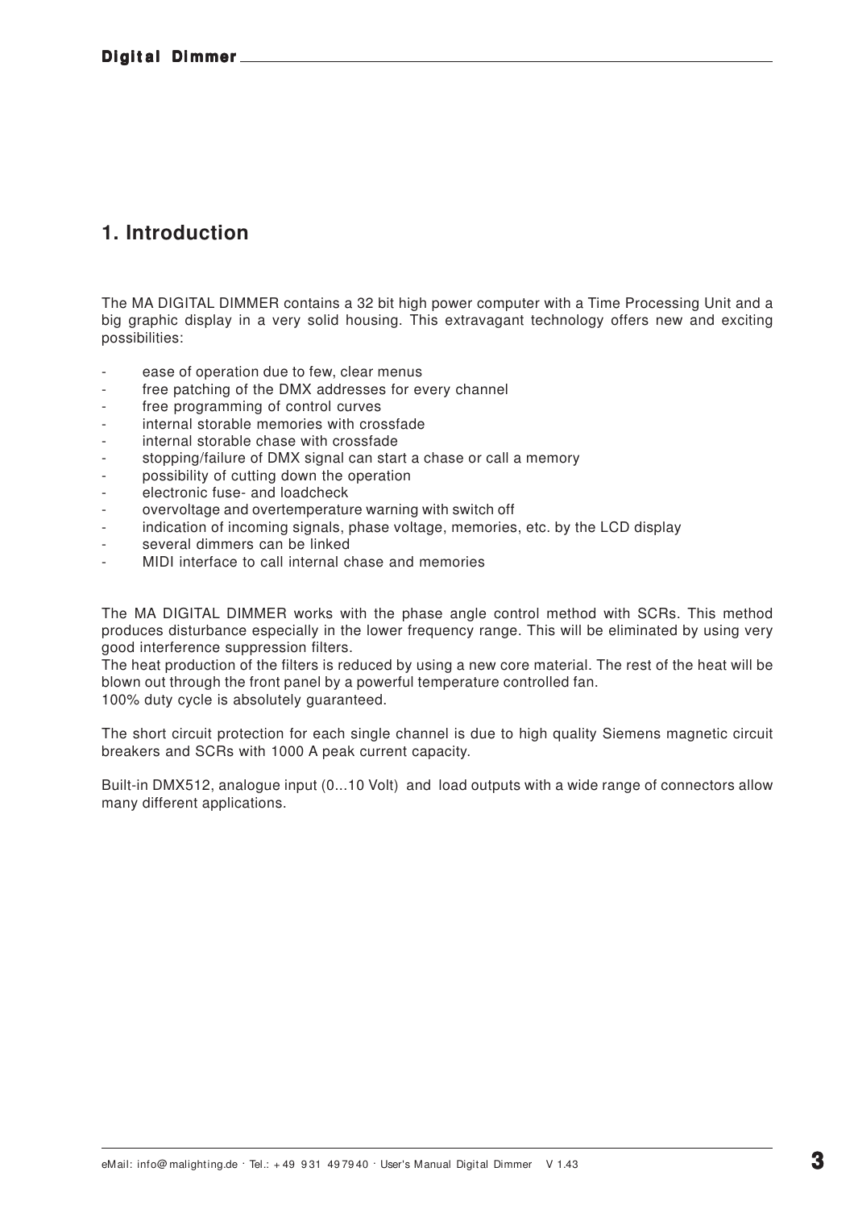# 1. Introduction

The MA DIGITAL DIMMER contains a 32 bit high power computer with a Time Processing Unit and a big graphic display in a very solid housing. This extravagant technology offers new and exciting possibilities:

- ease of operation due to few, clear menus
- free patching of the DMX addresses for every channel
- free programming of control curves
- internal storable memories with crossfade
- internal storable chase with crossfade
- stopping/failure of DMX signal can start a chase or call a memory
- possibility of cutting down the operation
- electronic fuse- and loadcheck
- overvoltage and overtemperature warning with switch off
- indication of incoming signals, phase voltage, memories, etc. by the LCD display
- several dimmers can be linked
- MIDI interface to call internal chase and memories

The MA DIGITAL DIMMER works with the phase angle control method with SCRs. This method produces disturbance especially in the lower frequency range. This will be eliminated by using very good interference suppression filters.
The heat production of the filters is reduced by using a new core material. The rest of the heat will be blown out through the front panel by a powerful temperature controlled fan.
100% duty cycle is absolutely guaranteed.

The short circuit protection for each single channel is due to high quality Siemens magnetic circuit breakers and SCRs with 1000 A peak current capacity.

Built-in DMX512, analogue input (0...10 Volt) and load outputs with a wide range of connectors allow many different applications.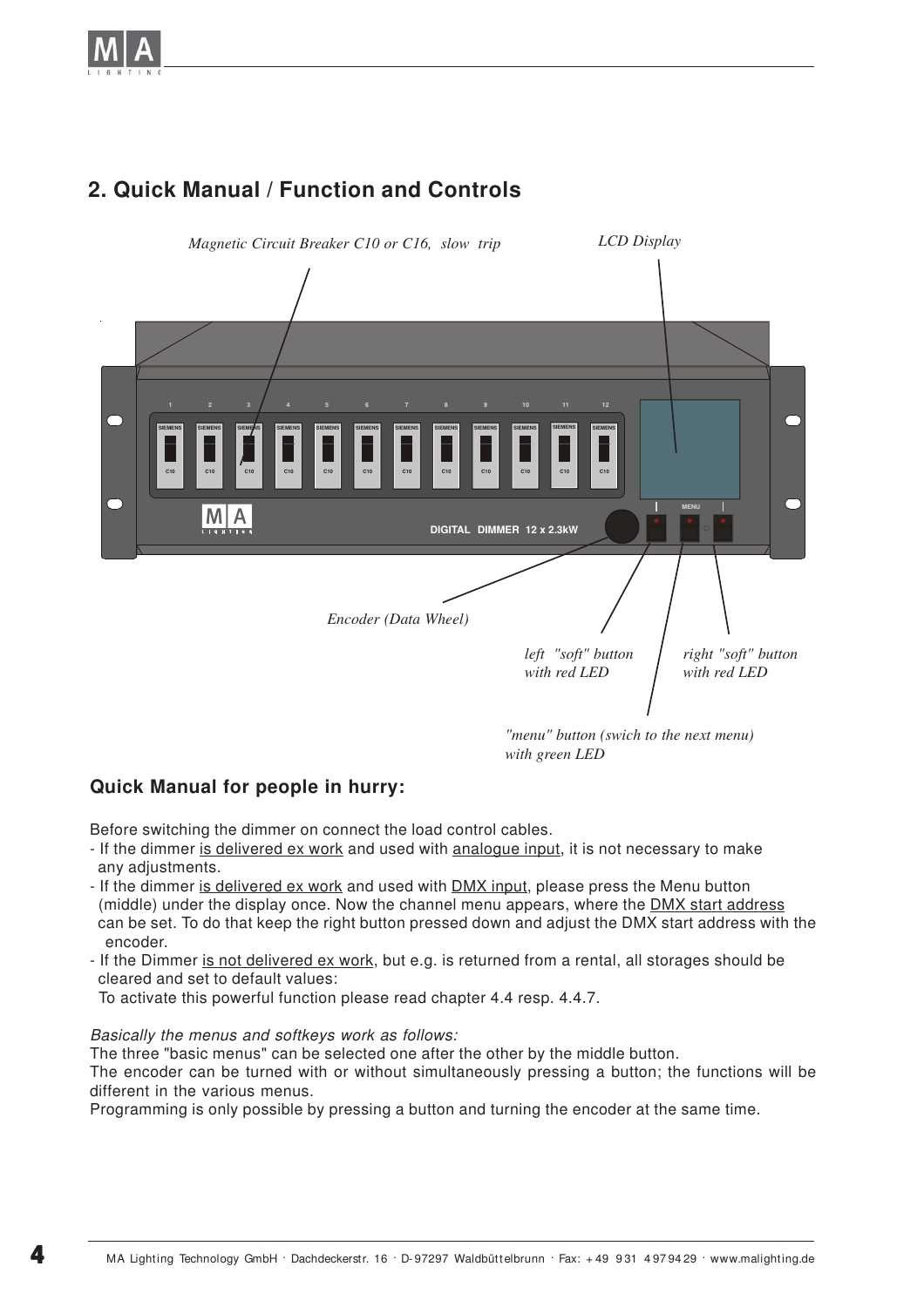## 2. Quick Manual / Function and Controls

*Magnetic Circuit Breaker C10 or C16, slow trip*

*LCD Display*

*Encoder (Data Wheel)*

*left "soft" button with red LED*

*right "soft" button with red LED*

*"menu" button (swich to the next menu) with green LED*

### Quick Manual for people in hurry:

Before switching the dimmer on connect the load control cables.

- If the dimmer is delivered ex work and used with analogue input, it is not necessary to make any adjustments.
- If the dimmer is delivered ex work and used with DMX input, please press the Menu button (middle) under the display once. Now the channel menu appears, where the DMX start address can be set. To do that keep the right button pressed down and adjust the DMX start address with the encoder.
- If the Dimmer is not delivered ex work, but e.g. is returned from a rental, all storages should be cleared and set to default values:
  To activate this powerful function please read chapter 4.4 resp. 4.4.7.

*Basically the menus and softkeys work as follows:*

The three "basic menus" can be selected one after the other by the middle button.

The encoder can be turned with or without simultaneously pressing a button; the functions will be different in the various menus.

Programming is only possible by pressing a button and turning the encoder at the same time.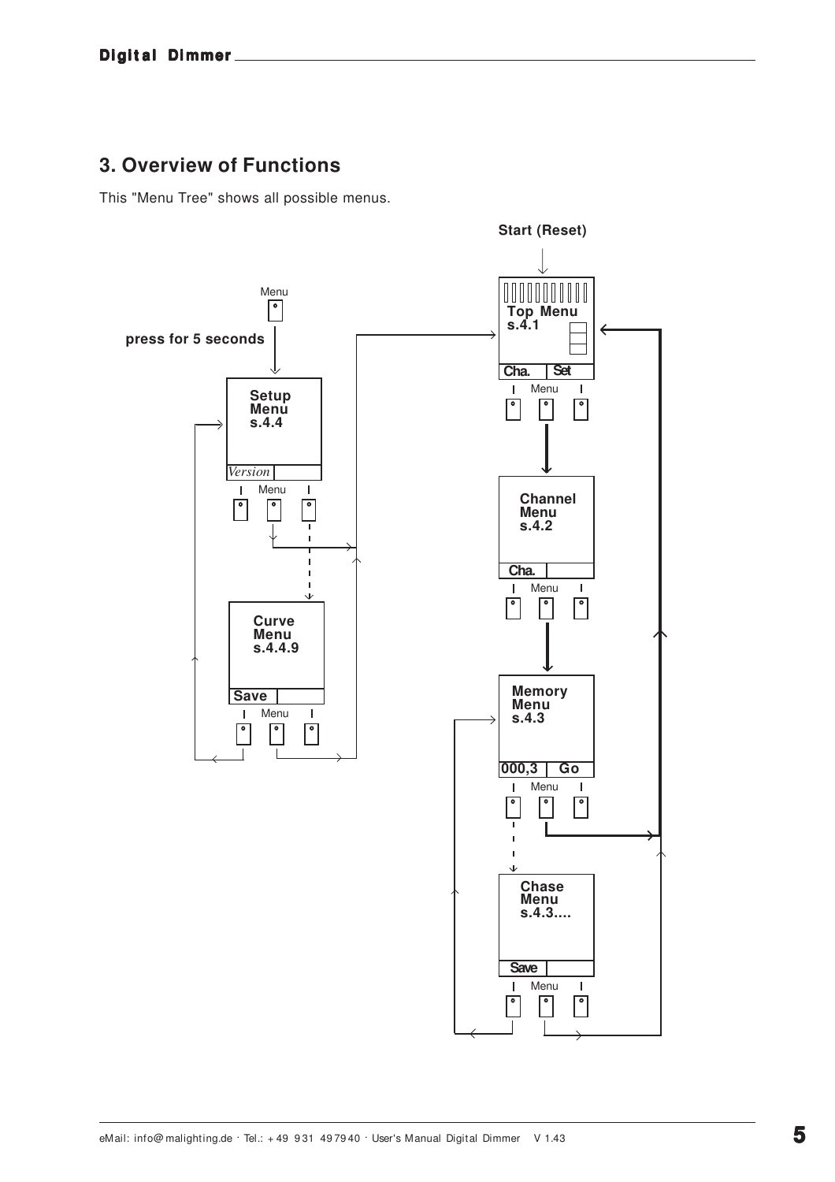## 3. Overview of Functions

This "Menu Tree" shows all possible menus.

Start (Reset)

Top Menu
s.4.1
Cha.
Set
Menu

Menu
press for 5 seconds

Setup
Menu
s.4.4
*Version*
Menu

Channel
Menu
s.4.2
Cha.
Menu

Curve
Menu
s.4.4.9
Save
Menu

Memory
Menu
s.4.3
000,3
Go
Menu

Chase
Menu
s.4.3....
Save
Menu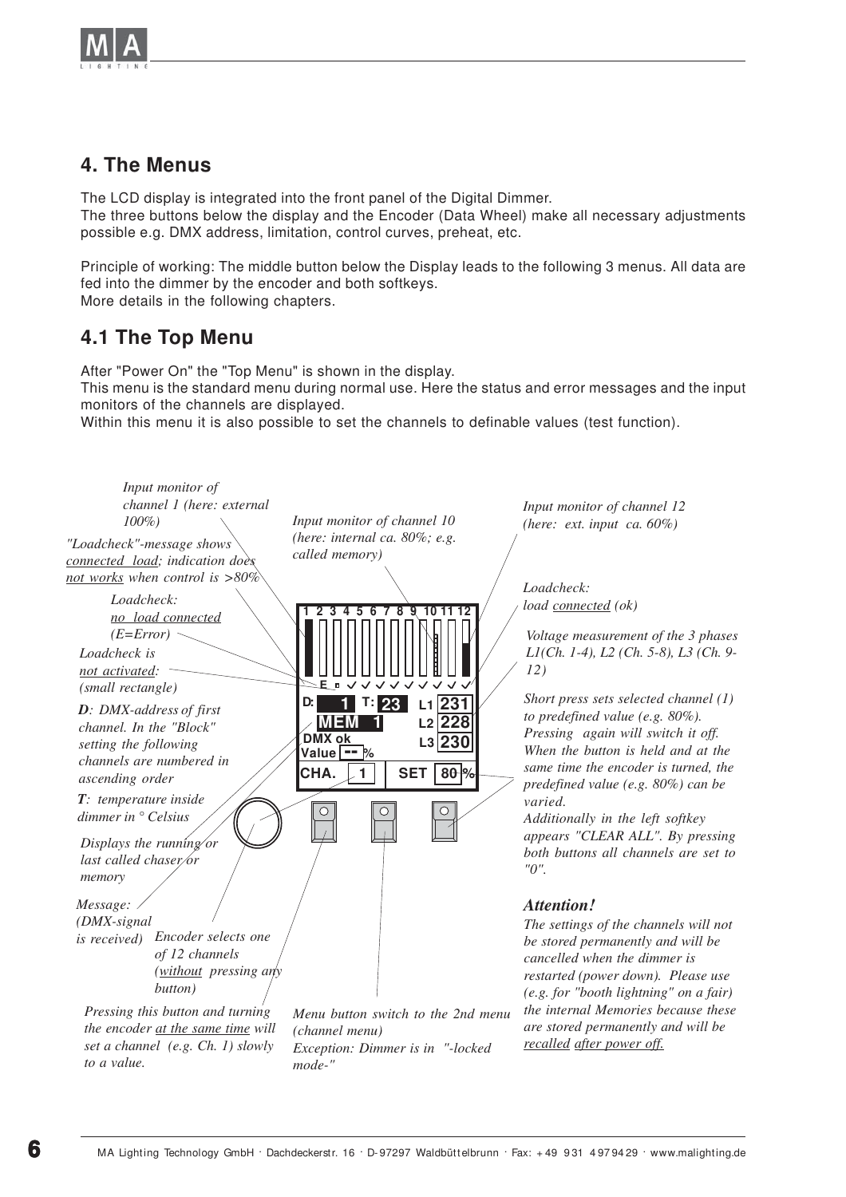# 4. The Menus

The LCD display is integrated into the front panel of the Digital Dimmer.
The three buttons below the display and the Encoder (Data Wheel) make all necessary adjustments possible e.g. DMX address, limitation, control curves, preheat, etc.

Principle of working: The middle button below the Display leads to the following 3 menus. All data are fed into the dimmer by the encoder and both softkeys.
More details in the following chapters.

## 4.1 The Top Menu

After "Power On" the "Top Menu" is shown in the display.
This menu is the standard menu during normal use. Here the status and error messages and the input monitors of the channels are displayed.
Within this menu it is also possible to set the channels to definable values (test function).

*Input monitor of channel 1 (here: external 100%)*

*Input monitor of channel 10 (here: internal ca. 80%; e.g. called memory)*

*Input monitor of channel 12 (here: ext. input ca. 60%)*

*"Loadcheck"-message shows connected load; indication does not works when control is >80%*

*Loadcheck: no load connected (E=Error)*

*Loadcheck is not activated: (small rectangle)*

*Loadcheck: load connected (ok)*

*Voltage measurement of the 3 phases L1(Ch. 1-4), L2 (Ch. 5-8), L3 (Ch. 9-12)*

*D: DMX-address of first channel. In the "Block" setting the following channels are numbered in ascending order*

*T: temperature inside dimmer in ° Celsius*

*Displays the running or last called chaser or memory*

*Message: (DMX-signal is received)*

*Encoder selects one of 12 channels (without pressing any button)*

*Pressing this button and turning the encoder at the same time will set a channel (e.g. Ch. 1) slowly to a value.*

*Menu button switch to the 2nd menu (channel menu)*
*Exception: Dimmer is in "-locked mode-"*

*Short press sets selected channel (1) to predefined value (e.g. 80%). Pressing again will switch it off. When the button is held and at the same time the encoder is turned, the predefined value (e.g. 80%) can be varied.*
*Additionally in the left softkey appears "CLEAR ALL". By pressing both buttons all channels are set to "0".*

1 2 3 4 5 6 7 8 9 10 11 12
E ▫ ✓ ✓ ✓ ✓ ✓ ✓ ✓ ✓ ✓ ✓
D: 1 T: 23 L1 231
MEM 1 L2 228
DMX ok L3 230
Value -- %
CHA. 1 SET 80 %

***Attention!***

*The settings of the channels will not be stored permanently and will be cancelled when the dimmer is restarted (power down). Please use (e.g. for "booth lightning" on a fair) the internal Memories because these are stored permanently and will be recalled after power off.*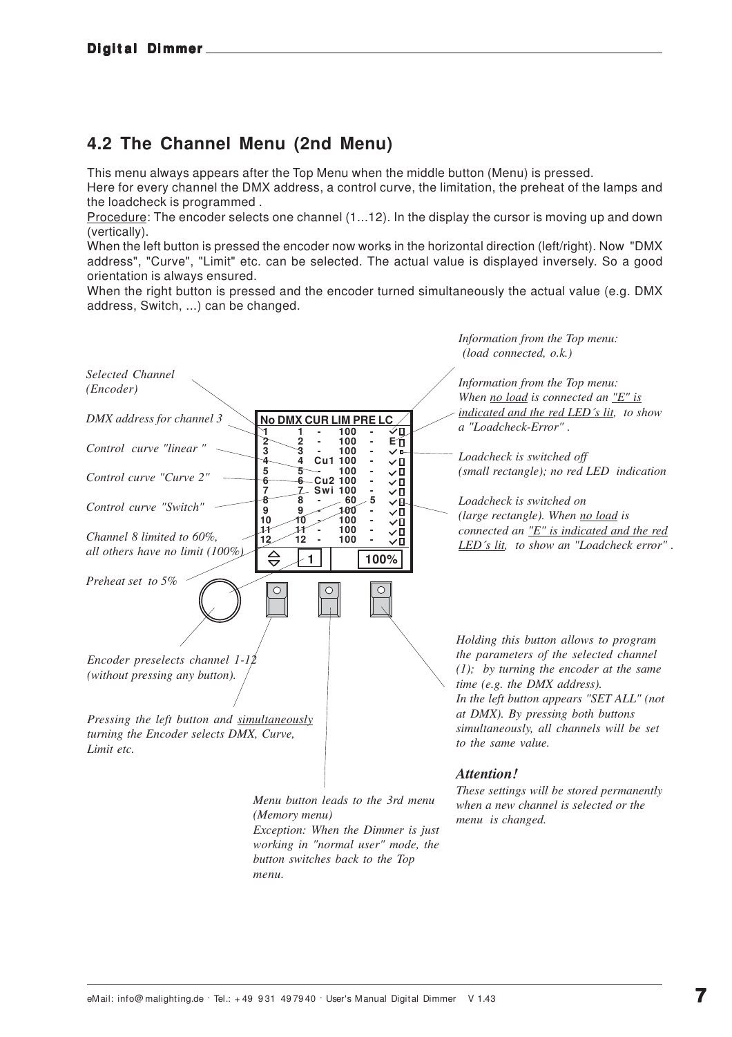## 4.2 The Channel Menu (2nd Menu)

This menu always appears after the Top Menu when the middle button (Menu) is pressed.
Here for every channel the DMX address, a control curve, the limitation, the preheat of the lamps and the loadcheck is programmed .
Procedure: The encoder selects one channel (1...12). In the display the cursor is moving up and down (vertically).
When the left button is pressed the encoder now works in the horizontal direction (left/right). Now "DMX address", "Curve", "Limit" etc. can be selected. The actual value is displayed inversely. So a good orientation is always ensured.
When the right button is pressed and the encoder turned simultaneously the actual value (e.g. DMX address, Switch, ...) can be changed.

| No | DMX | CUR | LIM | PRE | LC |
|---|---|---|---|---|---|
| 1 | 1 | - | 100 | - | ✓▯ |
| 2 | 2 | - | 100 | - | E▯ |
| 3 | 3 | - | 100 | - | ✓▫ |
| 4 | 4 | Cu1 | 100 | - | ✓▯ |
| 5 | 5 | - | 100 | - | ✓▯ |
| 6 | 6 | Cu2 | 100 | - | ✓▯ |
| 7 | 7 | Swi | 100 | - | ✓▯ |
| 8 | 8 | - | 60 | 5 | ✓▯ |
| 9 | 9 | - | 100 | - | ✓▯ |
| 10 | 10 | - | 100 | - | ✓▯ |
| 11 | 11 | - | 100 | - | ✓▯ |
| 12 | 12 | - | 100 | - | ✓▯ |

⇳ 1 100%

*Selected Channel (Encoder)*

*DMX address for channel 3*

*Control curve "linear "*

*Control curve "Curve 2"*

*Control curve "Switch"*

*Channel 8 limited to 60%, all others have no limit (100%)*

*Preheat set to 5%*

*Information from the Top menu: (load connected, o.k.)*

*Information from the Top menu: When no load is connected an "E" is indicated and the red LED´s lit, to show a "Loadcheck-Error" .*

*Loadcheck is switched off (small rectangle); no red LED indication*

*Loadcheck is switched on (large rectangle). When no load is connected an "E" is indicated and the red LED´s lit, to show an "Loadcheck error" .*

*Encoder preselects channel 1-12 (without pressing any button).*

*Pressing the left button and simultaneously turning the Encoder selects DMX, Curve, Limit etc.*

*Menu button leads to the 3rd menu (Memory menu)*
*Exception: When the Dimmer is just working in "normal user" mode, the button switches back to the Top menu.*

*Holding this button allows to program the parameters of the selected channel (1); by turning the encoder at the same time (e.g. the DMX address).*
*In the left button appears "SET ALL" (not at DMX). By pressing both buttons simultaneously, all channels will be set to the same value.*

### *Attention!*

*These settings will be stored permanently when a new channel is selected or the menu is changed.*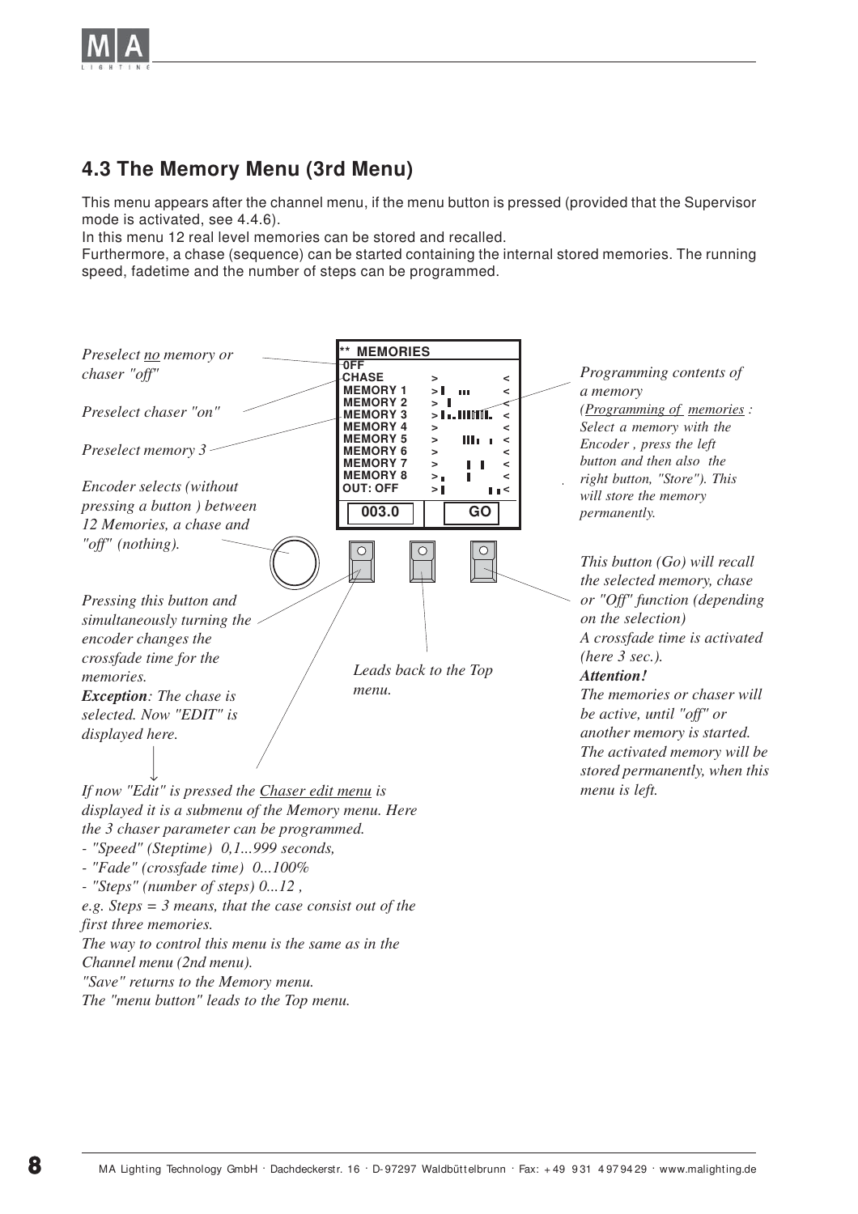## 4.3 The Memory Menu (3rd Menu)

This menu appears after the channel menu, if the menu button is pressed (provided that the Supervisor mode is activated, see 4.4.6).
In this menu 12 real level memories can be stored and recalled.
Furthermore, a chase (sequence) can be started containing the internal stored memories. The running speed, fadetime and the number of steps can be programmed.

*Preselect no memory or chaser "off"*

*Preselect chaser "on"*

*Preselect memory 3*

*Encoder selects (without pressing a button ) between 12 Memories, a chase and "off" (nothing).*

*Pressing this button and simultaneously turning the encoder changes the crossfade time for the memories.*
***Exception**: The chase is selected. Now "EDIT" is displayed here.*

*Leads back to the Top menu.*

** MEMORIES
0FF
CHASE
MEMORY 1
MEMORY 2
MEMORY 3
MEMORY 4
MEMORY 5
MEMORY 6
MEMORY 7
MEMORY 8
OUT: OFF
003.0
GO

*Programming contents of a memory (Programming of memories : Select a memory with the Encoder , press the left button and then also the right button, "Store"). This will store the memory permanently.*

*This button (Go) will recall the selected memory, chase or "Off" function (depending on the selection)*
*A crossfade time is activated (here 3 sec.).*
***Attention!***
*The memories or chaser will be active, until "off" or another memory is started.*
*The activated memory will be stored permanently, when this menu is left.*

*If now "Edit" is pressed the Chaser edit menu is displayed it is a submenu of the Memory menu. Here the 3 chaser parameter can be programmed.*
*- "Speed" (Steptime) 0,1...999 seconds,*
*- "Fade" (crossfade time) 0...100%*
*- "Steps" (number of steps) 0...12 ,*
*e.g. Steps = 3 means, that the case consist out of the first three memories.*
*The way to control this menu is the same as in the Channel menu (2nd menu).*
*"Save" returns to the Memory menu.*
*The "menu button" leads to the Top menu.*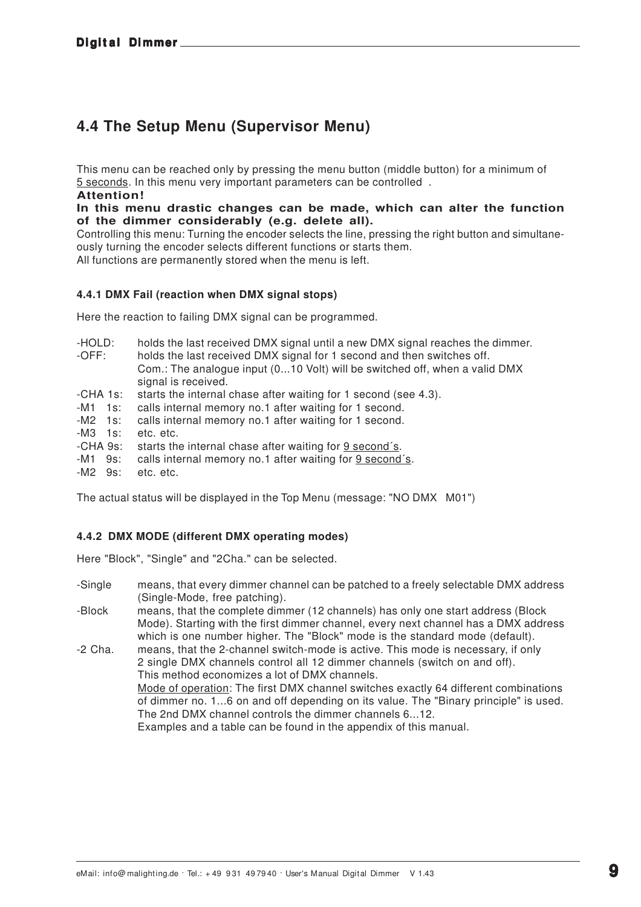## 4.4 The Setup Menu (Supervisor Menu)

This menu can be reached only by pressing the menu button (middle button) for a minimum of 5 seconds. In this menu very important parameters can be controlled .

**Attention!**

**In this menu drastic changes can be made, which can alter the function of the dimmer considerably (e.g. delete all).**

Controlling this menu: Turning the encoder selects the line, pressing the right button and simultaneously turning the encoder selects different functions or starts them.
All functions are permanently stored when the menu is left.

#### 4.4.1 DMX Fail (reaction when DMX signal stops)

Here the reaction to failing DMX signal can be programmed.

- -HOLD: holds the last received DMX signal until a new DMX signal reaches the dimmer.
- -OFF: holds the last received DMX signal for 1 second and then switches off.
  Com.: The analogue input (0...10 Volt) will be switched off, when a valid DMX signal is received.
- -CHA 1s: starts the internal chase after waiting for 1 second (see 4.3).
- -M1 1s: calls internal memory no.1 after waiting for 1 second.
- -M2 1s: calls internal memory no.1 after waiting for 1 second.
- -M3 1s: etc. etc.
- -CHA 9s: starts the internal chase after waiting for 9 second´s.
- -M1 9s: calls internal memory no.1 after waiting for 9 second´s.
- -M2 9s: etc. etc.

The actual status will be displayed in the Top Menu (message: "NO DMX M01")

#### 4.4.2 DMX MODE (different DMX operating modes)

Here "Block", "Single" and "2Cha." can be selected.

- -Single means, that every dimmer channel can be patched to a freely selectable DMX address (Single-Mode, free patching).
- -Block means, that the complete dimmer (12 channels) has only one start address (Block Mode). Starting with the first dimmer channel, every next channel has a DMX address which is one number higher. The "Block" mode is the standard mode (default).
- -2 Cha. means, that the 2-channel switch-mode is active. This mode is necessary, if only 2 single DMX channels control all 12 dimmer channels (switch on and off).
  This method economizes a lot of DMX channels.
  Mode of operation: The first DMX channel switches exactly 64 different combinations of dimmer no. 1...6 on and off depending on its value. The "Binary principle" is used.
  The 2nd DMX channel controls the dimmer channels 6...12.
  Examples and a table can be found in the appendix of this manual.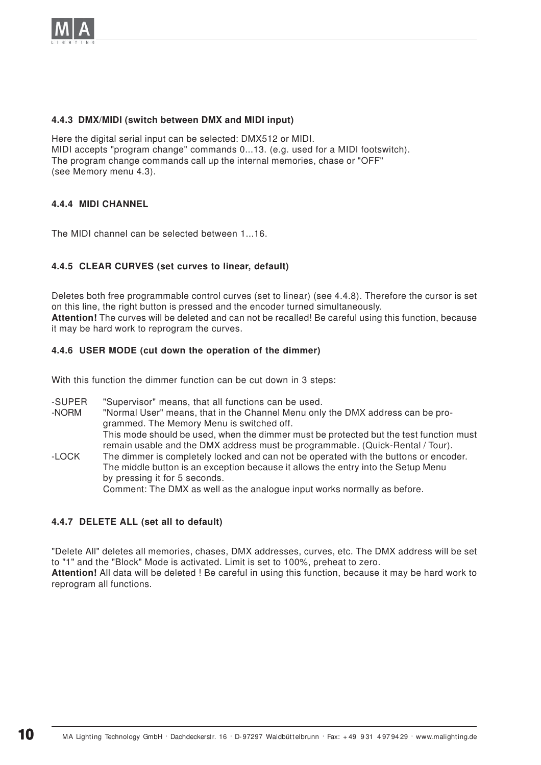### 4.4.3 DMX/MIDI (switch between DMX and MIDI input)

Here the digital serial input can be selected: DMX512 or MIDI.
MIDI accepts "program change" commands 0...13. (e.g. used for a MIDI footswitch).
The program change commands call up the internal memories, chase or "OFF"
(see Memory menu 4.3).

### 4.4.4 MIDI CHANNEL

The MIDI channel can be selected between 1...16.

### 4.4.5 CLEAR CURVES (set curves to linear, default)

Deletes both free programmable control curves (set to linear) (see 4.4.8). Therefore the cursor is set on this line, the right button is pressed and the encoder turned simultaneously.
**Attention!** The curves will be deleted and can not be recalled! Be careful using this function, because it may be hard work to reprogram the curves.

### 4.4.6 USER MODE (cut down the operation of the dimmer)

With this function the dimmer function can be cut down in 3 steps:

| | |
|---|---|
| -SUPER | "Supervisor" means, that all functions can be used. |
| -NORM | "Normal User" means, that in the Channel Menu only the DMX address can be programmed. The Memory Menu is switched off. This mode should be used, when the dimmer must be protected but the test function must remain usable and the DMX address must be programmable. (Quick-Rental / Tour). |
| -LOCK | The dimmer is completely locked and can not be operated with the buttons or encoder. The middle button is an exception because it allows the entry into the Setup Menu by pressing it for 5 seconds. Comment: The DMX as well as the analogue input works normally as before. |

### 4.4.7 DELETE ALL (set all to default)

"Delete All" deletes all memories, chases, DMX addresses, curves, etc. The DMX address will be set to "1" and the "Block" Mode is activated. Limit is set to 100%, preheat to zero.
**Attention!** All data will be deleted ! Be careful in using this function, because it may be hard work to reprogram all functions.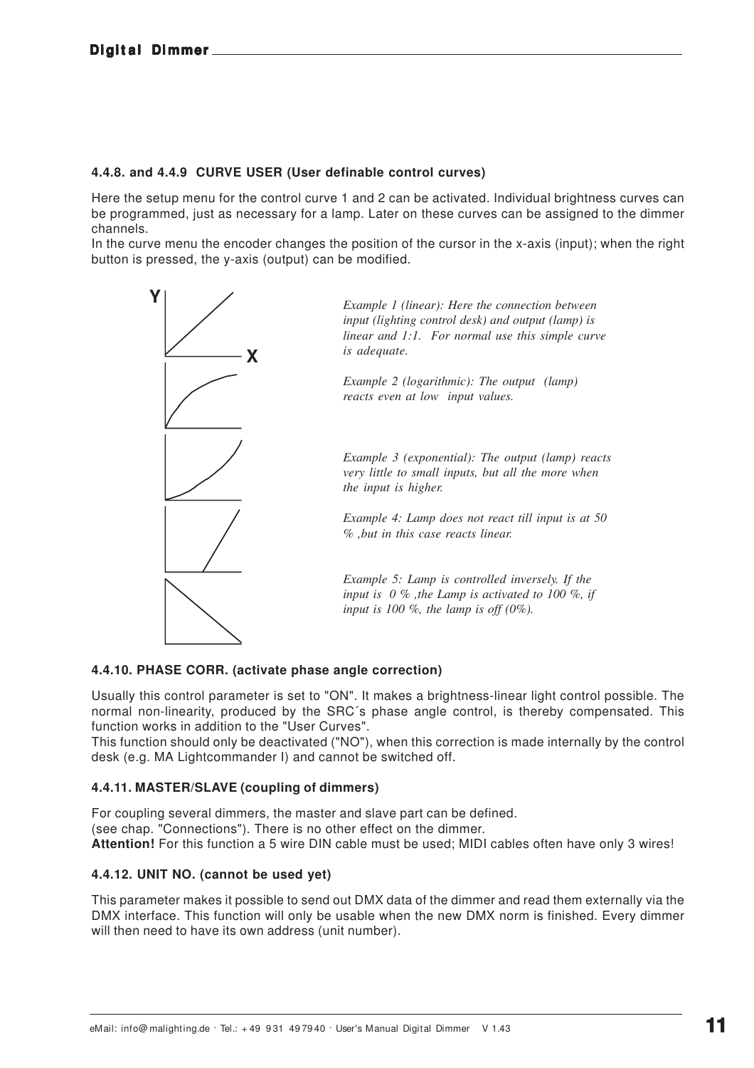#### 4.4.8. and 4.4.9 CURVE USER (User definable control curves)

Here the setup menu for the control curve 1 and 2 can be activated. Individual brightness curves can be programmed, just as necessary for a lamp. Later on these curves can be assigned to the dimmer channels.

In the curve menu the encoder changes the position of the cursor in the x-axis (input); when the right button is pressed, the y-axis (output) can be modified.

Y

X

*Example 1 (linear): Here the connection between input (lighting control desk) and output (lamp) is linear and 1:1. For normal use this simple curve is adequate.*

*Example 2 (logarithmic): The output (lamp) reacts even at low input values.*

*Example 3 (exponential): The output (lamp) reacts very little to small inputs, but all the more when the input is higher.*

*Example 4: Lamp does not react till input is at 50 % ,but in this case reacts linear.*

*Example 5: Lamp is controlled inversely. If the input is 0 % ,the Lamp is activated to 100 %, if input is 100 %, the lamp is off (0%).*

#### 4.4.10. PHASE CORR. (activate phase angle correction)

Usually this control parameter is set to "ON". It makes a brightness-linear light control possible. The normal non-linearity, produced by the SRC´s phase angle control, is thereby compensated. This function works in addition to the "User Curves".

This function should only be deactivated ("NO"), when this correction is made internally by the control desk (e.g. MA Lightcommander I) and cannot be switched off.

#### 4.4.11. MASTER/SLAVE (coupling of dimmers)

For coupling several dimmers, the master and slave part can be defined.
(see chap. "Connections"). There is no other effect on the dimmer.
**Attention!** For this function a 5 wire DIN cable must be used; MIDI cables often have only 3 wires!

#### 4.4.12. UNIT NO. (cannot be used yet)

This parameter makes it possible to send out DMX data of the dimmer and read them externally via the DMX interface. This function will only be usable when the new DMX norm is finished. Every dimmer will then need to have its own address (unit number).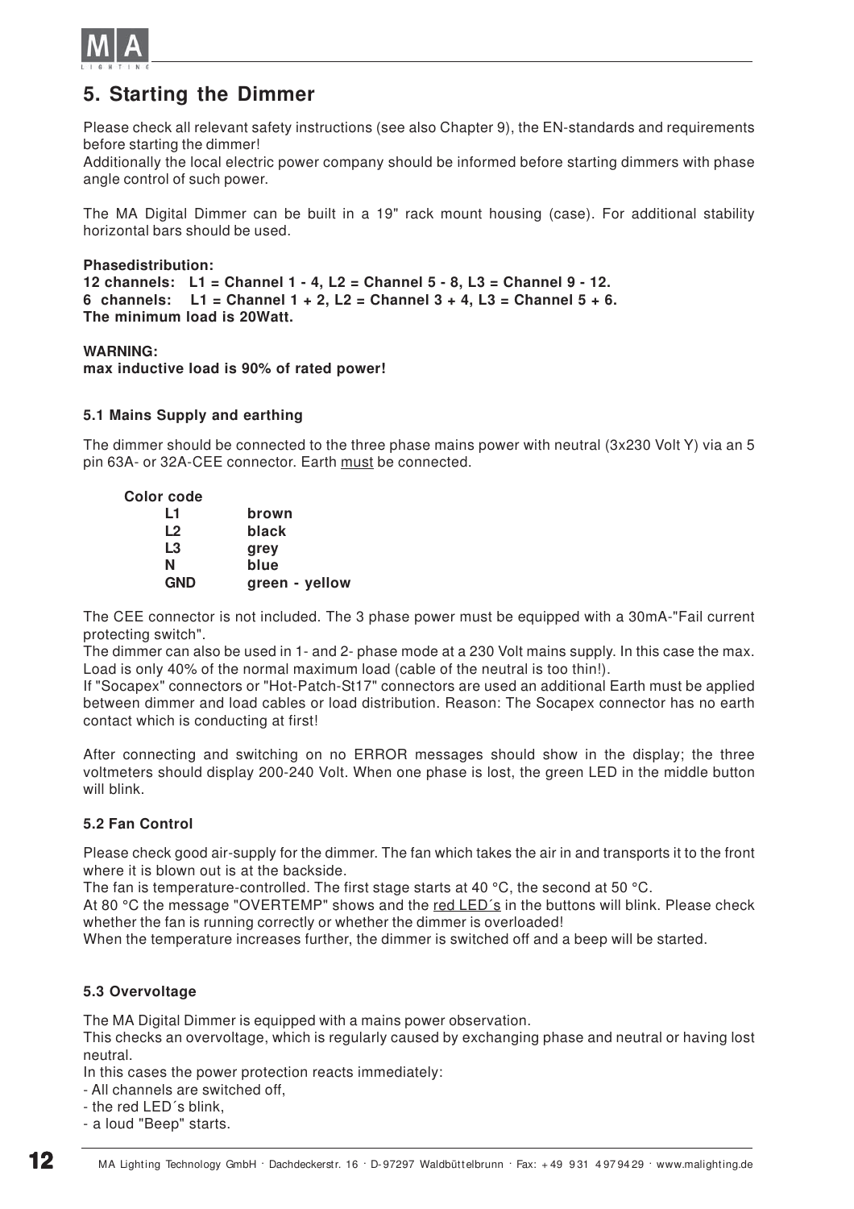# 5. Starting the Dimmer

Please check all relevant safety instructions (see also Chapter 9), the EN-standards and requirements before starting the dimmer!
Additionally the local electric power company should be informed before starting dimmers with phase angle control of such power.

The MA Digital Dimmer can be built in a 19" rack mount housing (case). For additional stability horizontal bars should be used.

**Phasedistribution:**
**12 channels: L1 = Channel 1 - 4, L2 = Channel 5 - 8, L3 = Channel 9 - 12.**
**6 channels: L1 = Channel 1 + 2, L2 = Channel 3 + 4, L3 = Channel 5 + 6.**
**The minimum load is 20Watt.**

**WARNING:**
**max inductive load is 90% of rated power!**

### 5.1 Mains Supply and earthing

The dimmer should be connected to the three phase mains power with neutral (3x230 Volt Y) via an 5 pin 63A- or 32A-CEE connector. Earth <u>must</u> be connected.

**Color code**

| | |
|---|---|
| **L1** | **brown** |
| **L2** | **black** |
| **L3** | **grey** |
| **N** | **blue** |
| **GND** | **green - yellow** |

The CEE connector is not included. The 3 phase power must be equipped with a 30mA-"Fail current protecting switch".
The dimmer can also be used in 1- and 2- phase mode at a 230 Volt mains supply. In this case the max. Load is only 40% of the normal maximum load (cable of the neutral is too thin!).
If "Socapex" connectors or "Hot-Patch-St17" connectors are used an additional Earth must be applied between dimmer and load cables or load distribution. Reason: The Socapex connector has no earth contact which is conducting at first!

After connecting and switching on no ERROR messages should show in the display; the three voltmeters should display 200-240 Volt. When one phase is lost, the green LED in the middle button will blink.

### 5.2 Fan Control

Please check good air-supply for the dimmer. The fan which takes the air in and transports it to the front where it is blown out is at the backside.
The fan is temperature-controlled. The first stage starts at 40 °C, the second at 50 °C.
At 80 °C the message "OVERTEMP" shows and the <u>red LED´s</u> in the buttons will blink. Please check whether the fan is running correctly or whether the dimmer is overloaded!
When the temperature increases further, the dimmer is switched off and a beep will be started.

### 5.3 Overvoltage

The MA Digital Dimmer is equipped with a mains power observation.
This checks an overvoltage, which is regularly caused by exchanging phase and neutral or having lost neutral.
In this cases the power protection reacts immediately:
- All channels are switched off,
- the red LED´s blink,
- a loud "Beep" starts.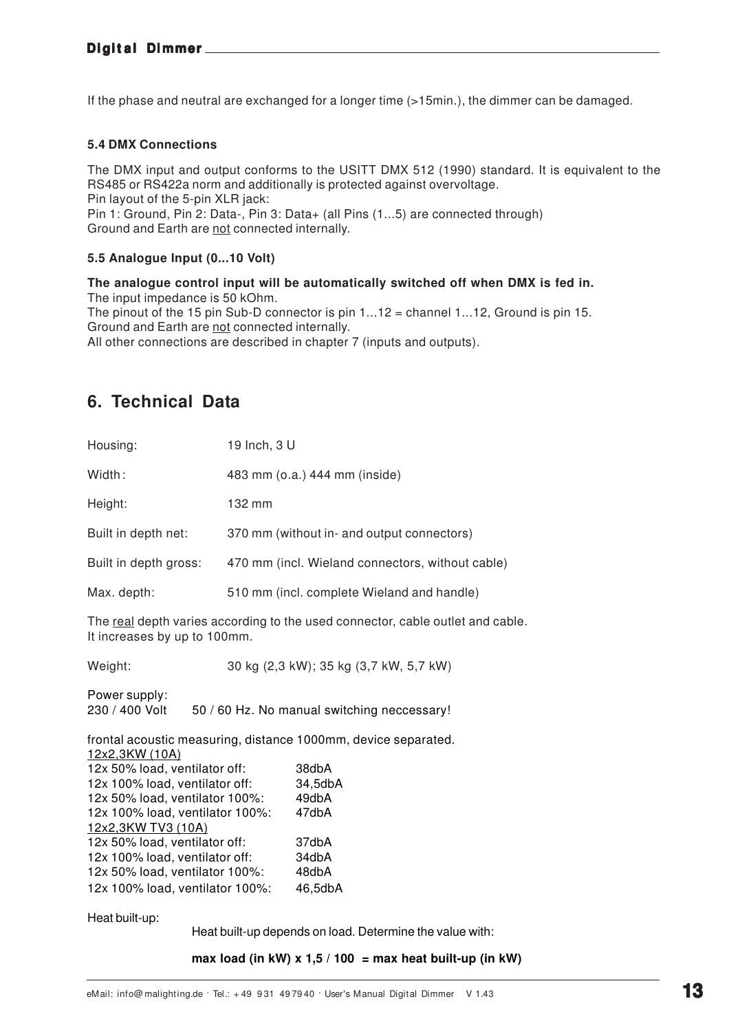If the phase and neutral are exchanged for a longer time (>15min.), the dimmer can be damaged.

### 5.4 DMX Connections

The DMX input and output conforms to the USITT DMX 512 (1990) standard. It is equivalent to the RS485 or RS422a norm and additionally is protected against overvoltage.
Pin layout of the 5-pin XLR jack:
Pin 1: Ground, Pin 2: Data-, Pin 3: Data+ (all Pins (1...5) are connected through)
Ground and Earth are not connected internally.

### 5.5 Analogue Input (0...10 Volt)

**The analogue control input will be automatically switched off when DMX is fed in.**
The input impedance is 50 kOhm.
The pinout of the 15 pin Sub-D connector is pin 1...12 = channel 1...12, Ground is pin 15.
Ground and Earth are not connected internally.
All other connections are described in chapter 7 (inputs and outputs).

## 6. Technical Data

| | |
|---|---|
| Housing: | 19 Inch, 3 U |
| Width: | 483 mm (o.a.) 444 mm (inside) |
| Height: | 132 mm |
| Built in depth net: | 370 mm (without in- and output connectors) |
| Built in depth gross: | 470 mm (incl. Wieland connectors, without cable) |
| Max. depth: | 510 mm (incl. complete Wieland and handle) |

The real depth varies according to the used connector, cable outlet and cable.
It increases by up to 100mm.

Weight: 30 kg (2,3 kW); 35 kg (3,7 kW, 5,7 kW)

Power supply:
230 / 400 Volt 50 / 60 Hz. No manual switching neccessary!

frontal acoustic measuring, distance 1000mm, device separated.

12x2,3KW (10A)

| | |
|---|---|
| 12x 50% load, ventilator off: | 38dbA |
| 12x 100% load, ventilator off: | 34,5dbA |
| 12x 50% load, ventilator 100%: | 49dbA |
| 12x 100% load, ventilator 100%: | 47dbA |

12x2,3KW TV3 (10A)

| | |
|---|---|
| 12x 50% load, ventilator off: | 37dbA |
| 12x 100% load, ventilator off: | 34dbA |
| 12x 50% load, ventilator 100%: | 48dbA |
| 12x 100% load, ventilator 100%: | 46,5dbA |

Heat built-up:

Heat built-up depends on load. Determine the value with:

**max load (in kW) x 1,5 / 100 = max heat built-up (in kW)**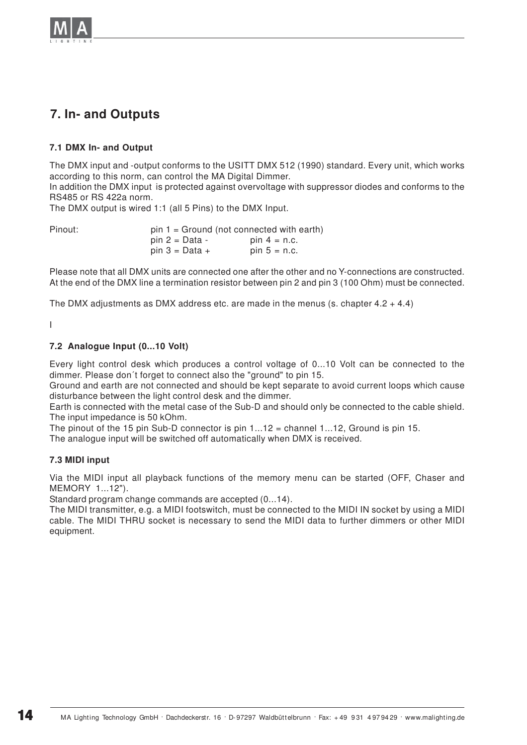# 7. In- and Outputs

### 7.1 DMX In- and Output

The DMX input and -output conforms to the USITT DMX 512 (1990) standard. Every unit, which works according to this norm, can control the MA Digital Dimmer.
In addition the DMX input is protected against overvoltage with suppressor diodes and conforms to the RS485 or RS 422a norm.
The DMX output is wired 1:1 (all 5 Pins) to the DMX Input.

Pinout:
pin 1 = Ground (not connected with earth)
pin 2 = Data -  pin 4 = n.c.
pin 3 = Data +  pin 5 = n.c.

Please note that all DMX units are connected one after the other and no Y-connections are constructed. At the end of the DMX line a termination resistor between pin 2 and pin 3 (100 Ohm) must be connected.

The DMX adjustments as DMX address etc. are made in the menus (s. chapter 4.2 + 4.4)

I

### 7.2 Analogue Input (0...10 Volt)

Every light control desk which produces a control voltage of 0...10 Volt can be connected to the dimmer. Please don´t forget to connect also the "ground" to pin 15.
Ground and earth are not connected and should be kept separate to avoid current loops which cause disturbance between the light control desk and the dimmer.
Earth is connected with the metal case of the Sub-D and should only be connected to the cable shield.
The input impedance is 50 kOhm.
The pinout of the 15 pin Sub-D connector is pin 1...12 = channel 1...12, Ground is pin 15.
The analogue input will be switched off automatically when DMX is received.

### 7.3 MIDI input

Via the MIDI input all playback functions of the memory menu can be started (OFF, Chaser and MEMORY 1...12").
Standard program change commands are accepted (0...14).
The MIDI transmitter, e.g. a MIDI footswitch, must be connected to the MIDI IN socket by using a MIDI cable. The MIDI THRU socket is necessary to send the MIDI data to further dimmers or other MIDI equipment.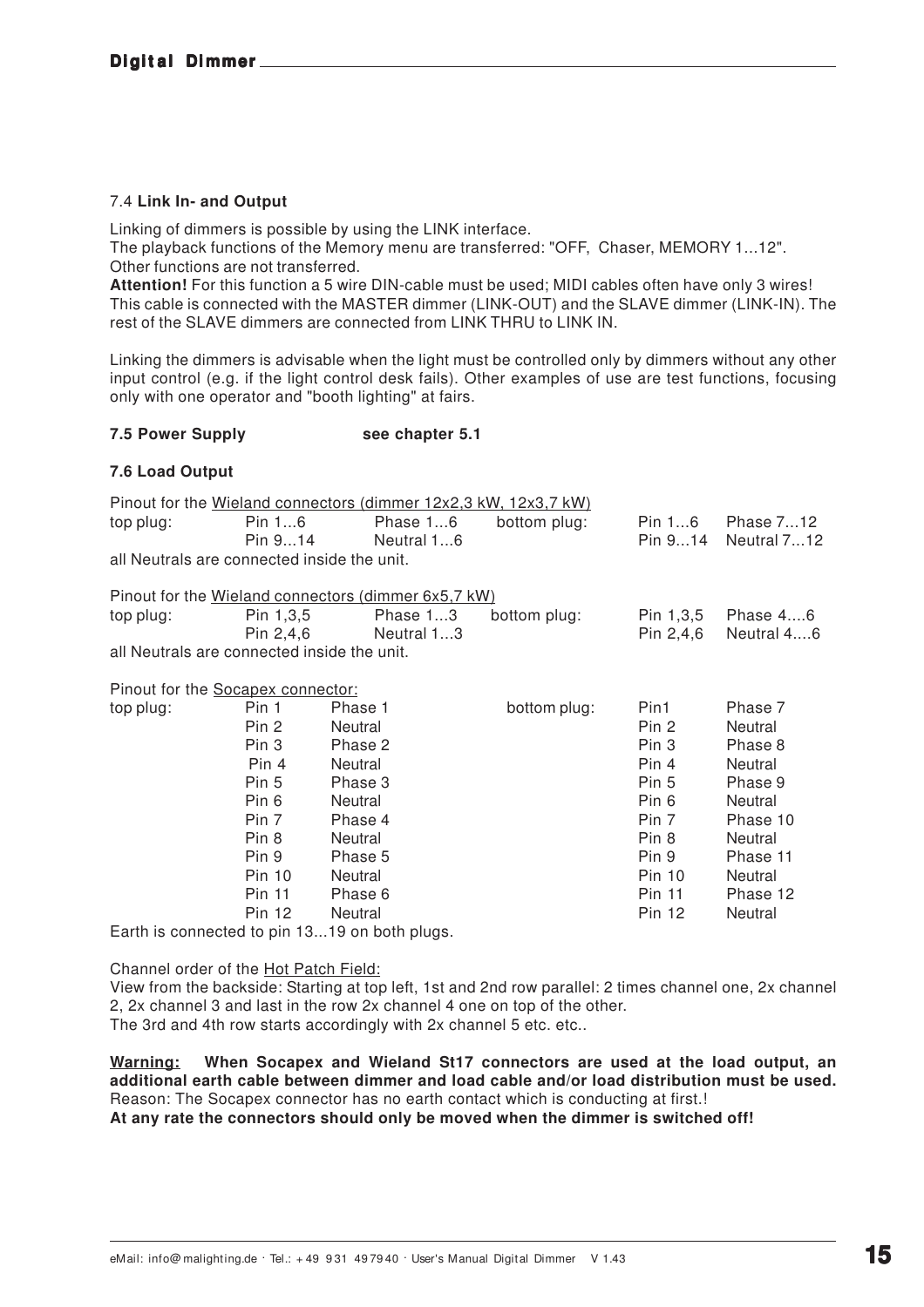### 7.4 **Link In- and Output**

Linking of dimmers is possible by using the LINK interface.
The playback functions of the Memory menu are transferred: "OFF, Chaser, MEMORY 1...12". Other functions are not transferred.
**Attention!** For this function a 5 wire DIN-cable must be used; MIDI cables often have only 3 wires! This cable is connected with the MASTER dimmer (LINK-OUT) and the SLAVE dimmer (LINK-IN). The rest of the SLAVE dimmers are connected from LINK THRU to LINK IN.

Linking the dimmers is advisable when the light must be controlled only by dimmers without any other input control (e.g. if the light control desk fails). Other examples of use are test functions, focusing only with one operator and "booth lighting" at fairs.

### 7.5 Power Supply see chapter 5.1

### 7.6 Load Output

Pinout for the Wieland connectors (dimmer 12x2,3 kW, 12x3,7 kW)

| | | | | | |
|---|---|---|---|---|---|
| top plug: | Pin 1...6 | Phase 1...6 | bottom plug: | Pin 1...6 | Phase 7...12 |
| | Pin 9...14 | Neutral 1...6 | | Pin 9...14 | Neutral 7...12 |

all Neutrals are connected inside the unit.

Pinout for the Wieland connectors (dimmer 6x5,7 kW)

| | | | | | |
|---|---|---|---|---|---|
| top plug: | Pin 1,3,5 | Phase 1...3 | bottom plug: | Pin 1,3,5 | Phase 4....6 |
| | Pin 2,4,6 | Neutral 1...3 | | Pin 2,4,6 | Neutral 4....6 |

all Neutrals are connected inside the unit.

Pinout for the Socapex connector:

| | | | | | |
|---|---|---|---|---|---|
| top plug: | Pin 1 | Phase 1 | bottom plug: | Pin1 | Phase 7 |
| | Pin 2 | Neutral | | Pin 2 | Neutral |
| | Pin 3 | Phase 2 | | Pin 3 | Phase 8 |
| | Pin 4 | Neutral | | Pin 4 | Neutral |
| | Pin 5 | Phase 3 | | Pin 5 | Phase 9 |
| | Pin 6 | Neutral | | Pin 6 | Neutral |
| | Pin 7 | Phase 4 | | Pin 7 | Phase 10 |
| | Pin 8 | Neutral | | Pin 8 | Neutral |
| | Pin 9 | Phase 5 | | Pin 9 | Phase 11 |
| | Pin 10 | Neutral | | Pin 10 | Neutral |
| | Pin 11 | Phase 6 | | Pin 11 | Phase 12 |
| | Pin 12 | Neutral | | Pin 12 | Neutral |

Earth is connected to pin 13...19 on both plugs.

Channel order of the Hot Patch Field:
View from the backside: Starting at top left, 1st and 2nd row parallel: 2 times channel one, 2x channel 2, 2x channel 3 and last in the row 2x channel 4 one on top of the other.
The 3rd and 4th row starts accordingly with 2x channel 5 etc. etc..

**Warning: When Socapex and Wieland St17 connectors are used at the load output, an additional earth cable between dimmer and load cable and/or load distribution must be used.**
Reason: The Socapex connector has no earth contact which is conducting at first.!
**At any rate the connectors should only be moved when the dimmer is switched off!**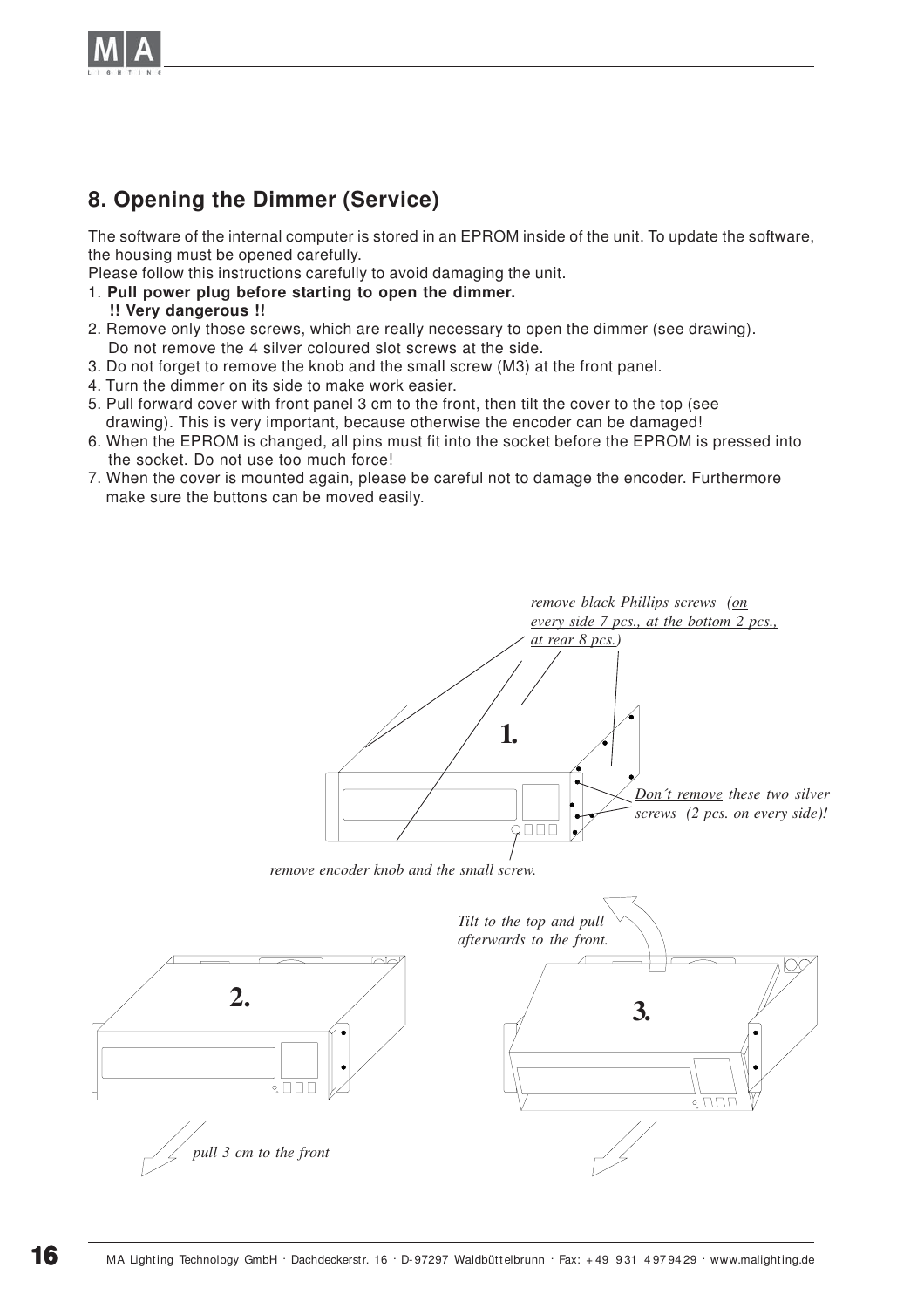## 8. Opening the Dimmer (Service)

The software of the internal computer is stored in an EPROM inside of the unit. To update the software, the housing must be opened carefully.
Please follow this instructions carefully to avoid damaging the unit.

1. **Pull power plug before starting to open the dimmer.**
   **!! Very dangerous !!**
2. Remove only those screws, which are really necessary to open the dimmer (see drawing).
   Do not remove the 4 silver coloured slot screws at the side.
3. Do not forget to remove the knob and the small screw (M3) at the front panel.
4. Turn the dimmer on its side to make work easier.
5. Pull forward cover with front panel 3 cm to the front, then tilt the cover to the top (see drawing). This is very important, because otherwise the encoder can be damaged!
6. When the EPROM is changed, all pins must fit into the socket before the EPROM is pressed into the socket. Do not use too much force!
7. When the cover is mounted again, please be careful not to damage the encoder. Furthermore make sure the buttons can be moved easily.

*remove black Phillips screws (on every side 7 pcs., at the bottom 2 pcs., at rear 8 pcs.)*

1.

*Don´t remove these two silver screws (2 pcs. on every side)!*

*remove encoder knob and the small screw.*

*Tilt to the top and pull afterwards to the front.*

2.

3.

*pull 3 cm to the front*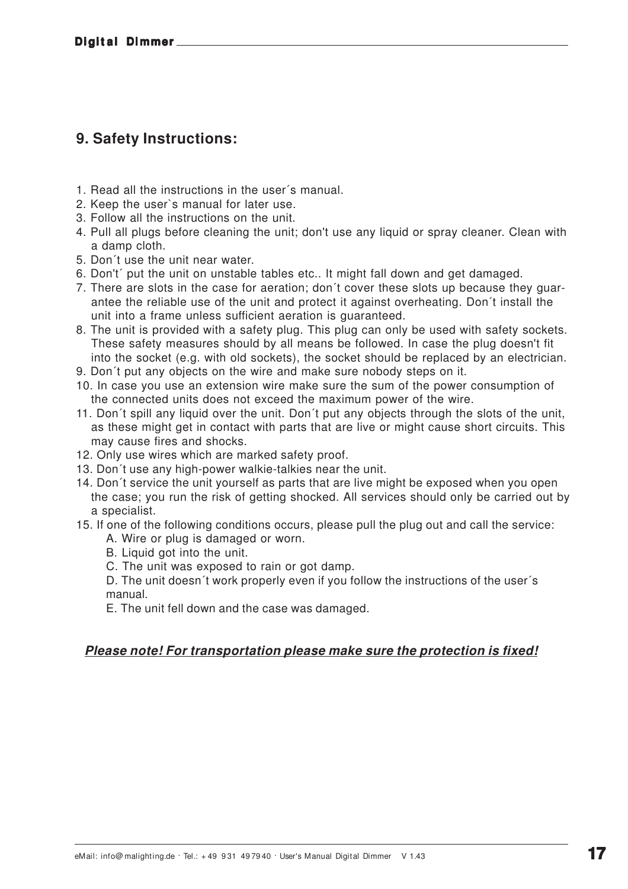## 9. Safety Instructions:

1. Read all the instructions in the user´s manual.
2. Keep the user`s manual for later use.
3. Follow all the instructions on the unit.
4. Pull all plugs before cleaning the unit; don't use any liquid or spray cleaner. Clean with a damp cloth.
5. Don´t use the unit near water.
6. Don't´ put the unit on unstable tables etc.. It might fall down and get damaged.
7. There are slots in the case for aeration; don´t cover these slots up because they guarantee the reliable use of the unit and protect it against overheating. Don´t install the unit into a frame unless sufficient aeration is guaranteed.
8. The unit is provided with a safety plug. This plug can only be used with safety sockets. These safety measures should by all means be followed. In case the plug doesn't fit into the socket (e.g. with old sockets), the socket should be replaced by an electrician.
9. Don´t put any objects on the wire and make sure nobody steps on it.
10. In case you use an extension wire make sure the sum of the power consumption of the connected units does not exceed the maximum power of the wire.
11. Don´t spill any liquid over the unit. Don´t put any objects through the slots of the unit, as these might get in contact with parts that are live or might cause short circuits. This may cause fires and shocks.
12. Only use wires which are marked safety proof.
13. Don´t use any high-power walkie-talkies near the unit.
14. Don´t service the unit yourself as parts that are live might be exposed when you open the case; you run the risk of getting shocked. All services should only be carried out by a specialist.
15. If one of the following conditions occurs, please pull the plug out and call the service:
    A. Wire or plug is damaged or worn.
    B. Liquid got into the unit.
    C. The unit was exposed to rain or got damp.
    D. The unit doesn´t work properly even if you follow the instructions of the user´s manual.
    E. The unit fell down and the case was damaged.

***Please note! For transportation please make sure the protection is fixed!***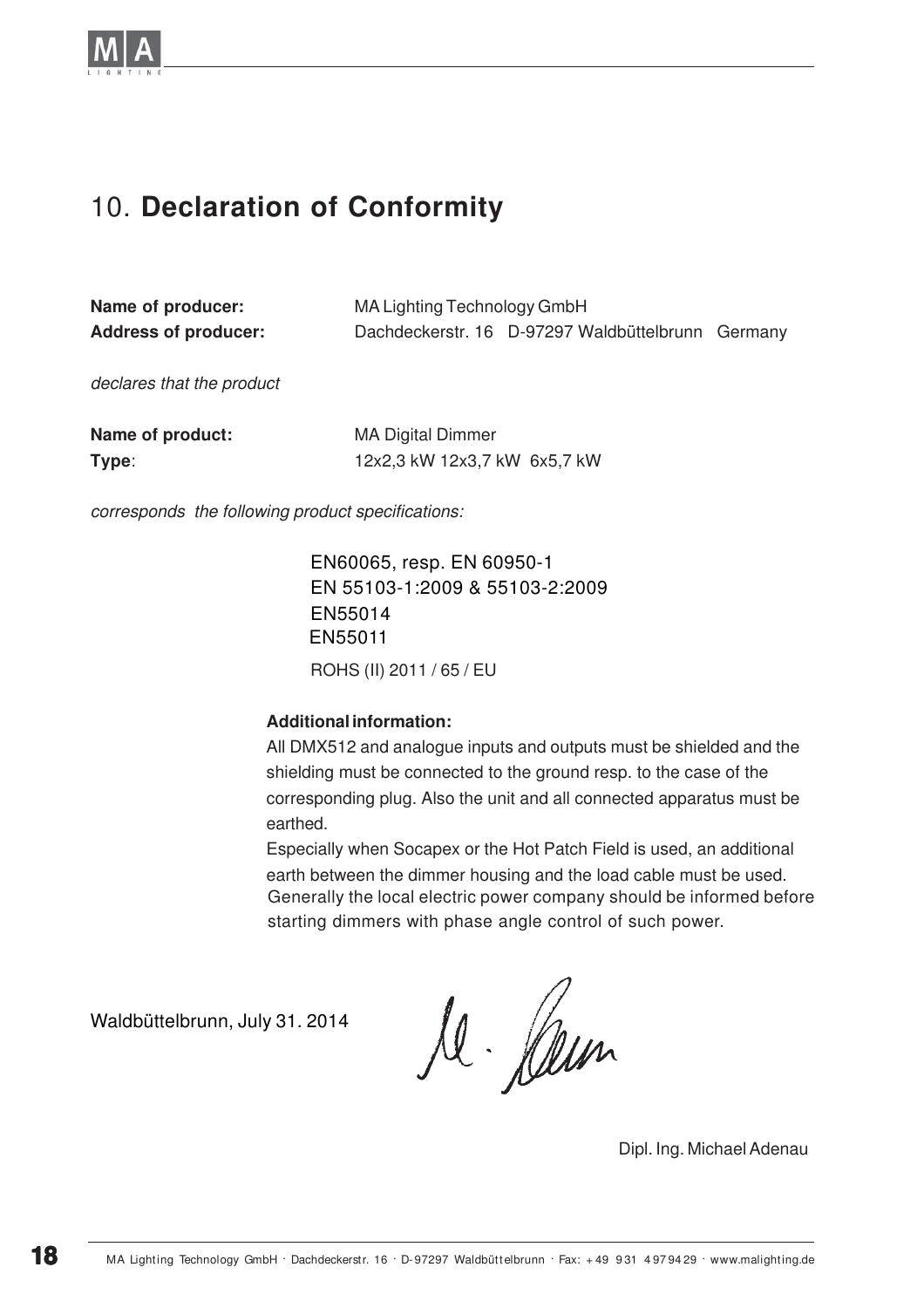# 10. **Declaration of Conformity**

**Name of producer:** MA Lighting Technology GmbH
**Address of producer:** Dachdeckerstr. 16 D-97297 Waldbüttelbrunn Germany

*declares that the product*

**Name of product:** MA Digital Dimmer
**Type**: 12x2,3 kW 12x3,7 kW 6x5,7 kW

*corresponds the following product specifications:*

EN60065, resp. EN 60950-1
EN 55103-1:2009 & 55103-2:2009
EN55014
EN55011
ROHS (II) 2011 / 65 / EU

**Additional information:**

All DMX512 and analogue inputs and outputs must be shielded and the shielding must be connected to the ground resp. to the case of the corresponding plug. Also the unit and all connected apparatus must be earthed.

Especially when Socapex or the Hot Patch Field is used, an additional earth between the dimmer housing and the load cable must be used. Generally the local electric power company should be informed before starting dimmers with phase angle control of such power.

Waldbüttelbrunn, July 31. 2014

Dipl. Ing. Michael Adenau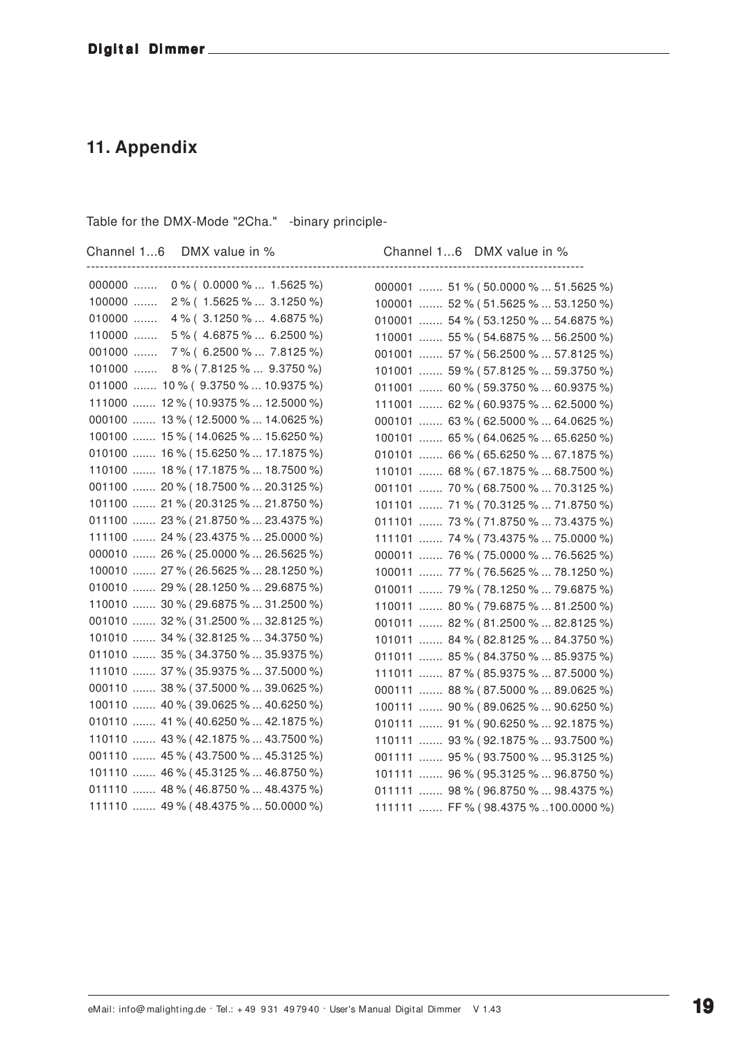## 11. Appendix

Table for the DMX-Mode "2Cha." -binary principle-

| Channel 1...6 | DMX value in % | Channel 1...6 | DMX value in % |
|---|---|---|---|
| 000000 ....... | 0 % ( 0.0000 % ... 1.5625 %) | 000001 ....... | 51 % ( 50.0000 % ... 51.5625 %) |
| 100000 ....... | 2 % ( 1.5625 % ... 3.1250 %) | 100001 ....... | 52 % ( 51.5625 % ... 53.1250 %) |
| 010000 ....... | 4 % ( 3.1250 % ... 4.6875 %) | 010001 ....... | 54 % ( 53.1250 % ... 54.6875 %) |
| 110000 ....... | 5 % ( 4.6875 % ... 6.2500 %) | 110001 ....... | 55 % ( 54.6875 % ... 56.2500 %) |
| 001000 ....... | 7 % ( 6.2500 % ... 7.8125 %) | 001001 ....... | 57 % ( 56.2500 % ... 57.8125 %) |
| 101000 ....... | 8 % ( 7.8125 % ... 9.3750 %) | 101001 ....... | 59 % ( 57.8125 % ... 59.3750 %) |
| 011000 ....... | 10 % ( 9.3750 % ... 10.9375 %) | 011001 ....... | 60 % ( 59.3750 % ... 60.9375 %) |
| 111000 ....... | 12 % ( 10.9375 % ... 12.5000 %) | 111001 ....... | 62 % ( 60.9375 % ... 62.5000 %) |
| 000100 ....... | 13 % ( 12.5000 % ... 14.0625 %) | 000101 ....... | 63 % ( 62.5000 % ... 64.0625 %) |
| 100100 ....... | 15 % ( 14.0625 % ... 15.6250 %) | 100101 ....... | 65 % ( 64.0625 % ... 65.6250 %) |
| 010100 ....... | 16 % ( 15.6250 % ... 17.1875 %) | 010101 ....... | 66 % ( 65.6250 % ... 67.1875 %) |
| 110100 ....... | 18 % ( 17.1875 % ... 18.7500 %) | 110101 ....... | 68 % ( 67.1875 % ... 68.7500 %) |
| 001100 ....... | 20 % ( 18.7500 % ... 20.3125 %) | 001101 ....... | 70 % ( 68.7500 % ... 70.3125 %) |
| 101100 ....... | 21 % ( 20.3125 % ... 21.8750 %) | 101101 ....... | 71 % ( 70.3125 % ... 71.8750 %) |
| 011100 ....... | 23 % ( 21.8750 % ... 23.4375 %) | 011101 ....... | 73 % ( 71.8750 % ... 73.4375 %) |
| 111100 ....... | 24 % ( 23.4375 % ... 25.0000 %) | 111101 ....... | 74 % ( 73.4375 % ... 75.0000 %) |
| 000010 ....... | 26 % ( 25.0000 % ... 26.5625 %) | 000011 ....... | 76 % ( 75.0000 % ... 76.5625 %) |
| 100010 ....... | 27 % ( 26.5625 % ... 28.1250 %) | 100011 ....... | 77 % ( 76.5625 % ... 78.1250 %) |
| 010010 ....... | 29 % ( 28.1250 % ... 29.6875 %) | 010011 ....... | 79 % ( 78.1250 % ... 79.6875 %) |
| 110010 ....... | 30 % ( 29.6875 % ... 31.2500 %) | 110011 ....... | 80 % ( 79.6875 % ... 81.2500 %) |
| 001010 ....... | 32 % ( 31.2500 % ... 32.8125 %) | 001011 ....... | 82 % ( 81.2500 % ... 82.8125 %) |
| 101010 ....... | 34 % ( 32.8125 % ... 34.3750 %) | 101011 ....... | 84 % ( 82.8125 % ... 84.3750 %) |
| 011010 ....... | 35 % ( 34.3750 % ... 35.9375 %) | 011011 ....... | 85 % ( 84.3750 % ... 85.9375 %) |
| 111010 ....... | 37 % ( 35.9375 % ... 37.5000 %) | 111011 ....... | 87 % ( 85.9375 % ... 87.5000 %) |
| 000110 ....... | 38 % ( 37.5000 % ... 39.0625 %) | 000111 ....... | 88 % ( 87.5000 % ... 89.0625 %) |
| 100110 ....... | 40 % ( 39.0625 % ... 40.6250 %) | 100111 ....... | 90 % ( 89.0625 % ... 90.6250 %) |
| 010110 ....... | 41 % ( 40.6250 % ... 42.1875 %) | 010111 ....... | 91 % ( 90.6250 % ... 92.1875 %) |
| 110110 ....... | 43 % ( 42.1875 % ... 43.7500 %) | 110111 ....... | 93 % ( 92.1875 % ... 93.7500 %) |
| 001110 ....... | 45 % ( 43.7500 % ... 45.3125 %) | 001111 ....... | 95 % ( 93.7500 % ... 95.3125 %) |
| 101110 ....... | 46 % ( 45.3125 % ... 46.8750 %) | 101111 ....... | 96 % ( 95.3125 % ... 96.8750 %) |
| 011110 ....... | 48 % ( 46.8750 % ... 48.4375 %) | 011111 ....... | 98 % ( 96.8750 % ... 98.4375 %) |
| 111110 ....... | 49 % ( 48.4375 % ... 50.0000 %) | 111111 ....... | FF % ( 98.4375 % ..100.0000 %) |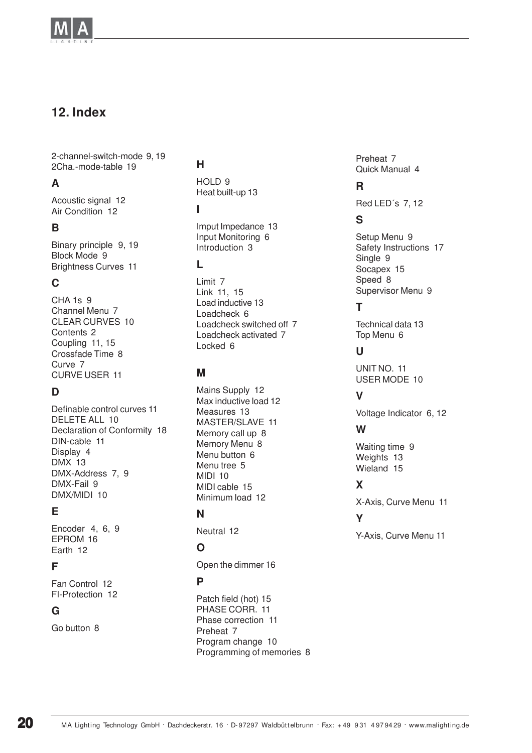## 12. Index

2-channel-switch-mode 9, 19
2Cha.-mode-table 19

### A

Acoustic signal 12
Air Condition 12

### B

Binary principle 9, 19
Block Mode 9
Brightness Curves 11

### C

CHA 1s 9
Channel Menu 7
CLEAR CURVES 10
Contents 2
Coupling 11, 15
Crossfade Time 8
Curve 7
CURVE USER 11

### D

Definable control curves 11
DELETE ALL 10
Declaration of Conformity 18
DIN-cable 11
Display 4
DMX 13
DMX-Address 7, 9
DMX-Fail 9
DMX/MIDI 10

### E

Encoder 4, 6, 9
EPROM 16
Earth 12

### F

Fan Control 12
FI-Protection 12

### G

Go button 8

### H

HOLD 9
Heat built-up 13

### I

Imput Impedance 13
Input Monitoring 6
Introduction 3

### L

Limit 7
Link 11, 15
Load inductive 13
Loadcheck 6
Loadcheck switched off 7
Loadcheck activated 7
Locked 6

### M

Mains Supply 12
Max inductive load 12
Measures 13
MASTER/SLAVE 11
Memory call up 8
Memory Menu 8
Menu button 6
Menu tree 5
MIDI 10
MIDI cable 15
Minimum load 12

### N

Neutral 12

### O

Open the dimmer 16

### P

Patch field (hot) 15
PHASE CORR. 11
Phase correction 11
Preheat 7
Program change 10
Programming of memories 8
Preheat 7
Quick Manual 4

### R

Red LED´s 7, 12

### S

Setup Menu 9
Safety Instructions 17
Single 9
Socapex 15
Speed 8
Supervisor Menu 9

### T

Technical data 13
Top Menu 6

### U

UNIT NO. 11
USER MODE 10

### V

Voltage Indicator 6, 12

### W

Waiting time 9
Weights 13
Wieland 15

### X

X-Axis, Curve Menu 11

### Y

Y-Axis, Curve Menu 11